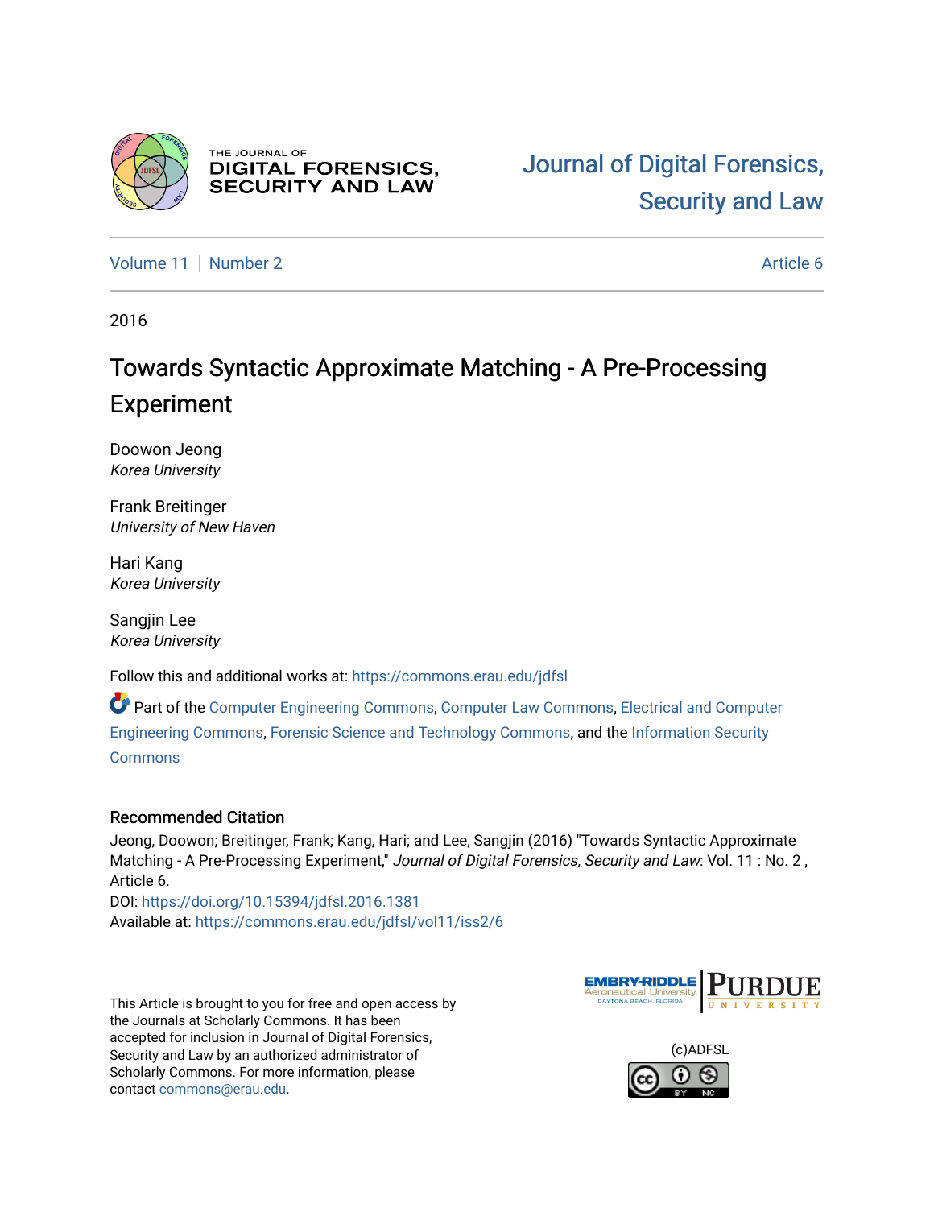Journal of Digital Forensics, Security and Law

Volume 11 | Number 2 | Article 6

2016

# Towards Syntactic Approximate Matching - A Pre-Processing Experiment

Doowon Jeong
*Korea University*

Frank Breitinger
*University of New Haven*

Hari Kang
*Korea University*

Sangjin Lee
*Korea University*

Follow this and additional works at: https://commons.erau.edu/jdfsl

Part of the Computer Engineering Commons, Computer Law Commons, Electrical and Computer Engineering Commons, Forensic Science and Technology Commons, and the Information Security Commons

## Recommended Citation

Jeong, Doowon; Breitinger, Frank; Kang, Hari; and Lee, Sangjin (2016) "Towards Syntactic Approximate Matching - A Pre-Processing Experiment," *Journal of Digital Forensics, Security and Law*: Vol. 11 : No. 2 , Article 6.
DOI: https://doi.org/10.15394/jdfsl.2016.1381
Available at: https://commons.erau.edu/jdfsl/vol11/iss2/6

This Article is brought to you for free and open access by the Journals at Scholarly Commons. It has been accepted for inclusion in Journal of Digital Forensics, Security and Law by an authorized administrator of Scholarly Commons. For more information, please contact commons@erau.edu.

(c)ADFSL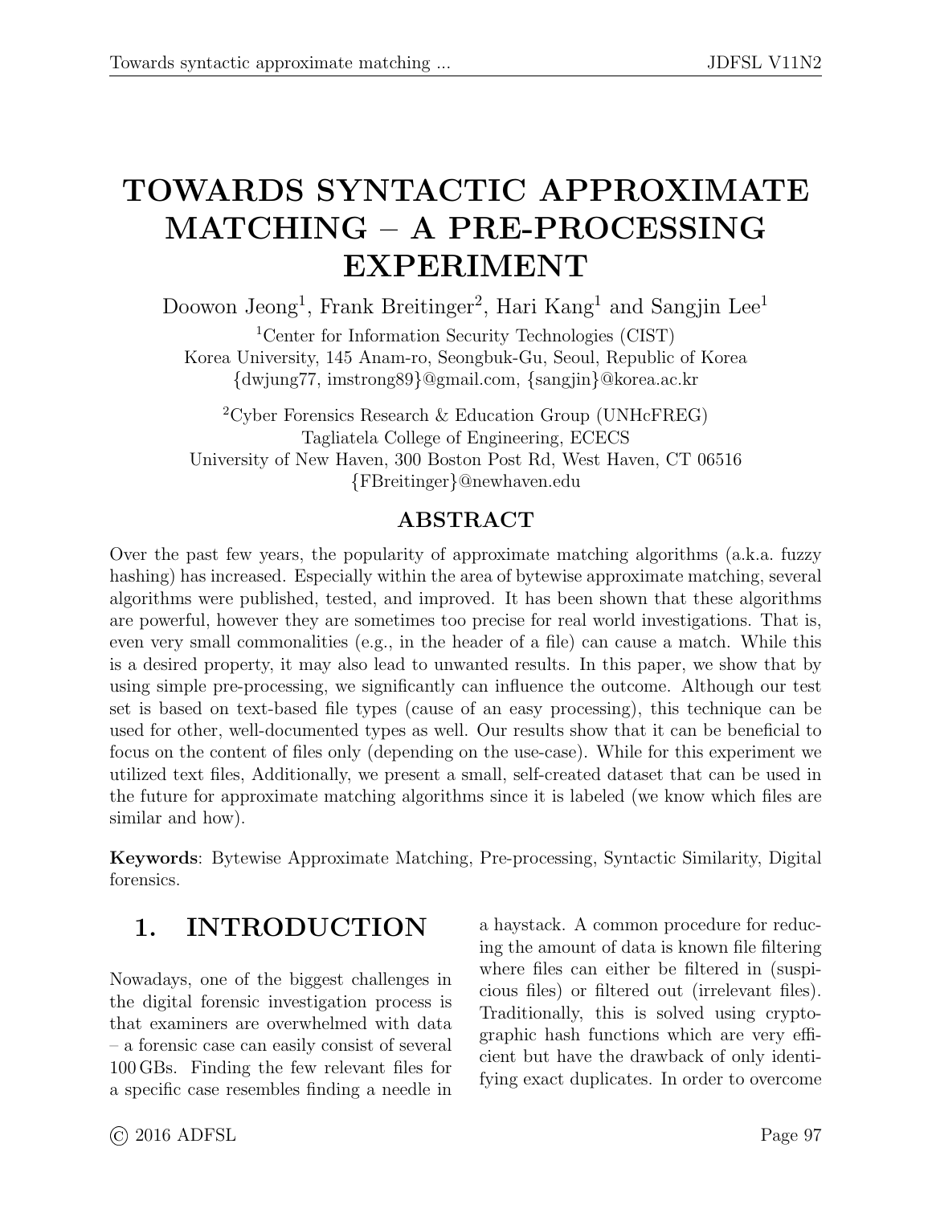// Towards syntactic approximate matching ...

# TOWARDS SYNTACTIC APPROXIMATE MATCHING – A PRE-PROCESSING EXPERIMENT

Doowon Jeong[1], Frank Breitinger[2], Hari Kang[1] and Sangjin Lee[1]

[1]Center for Information Security Technologies (CIST)
Korea University, 145 Anam-ro, Seongbuk-Gu, Seoul, Republic of Korea
{dwjung77, imstrong89}@gmail.com, {sangjin}@korea.ac.kr

[2]Cyber Forensics Research & Education Group (UNHcFREG)
Tagliatela College of Engineering, ECECS
University of New Haven, 300 Boston Post Rd, West Haven, CT 06516
{FBreitinger}@newhaven.edu

## ABSTRACT

Over the past few years, the popularity of approximate matching algorithms (a.k.a. fuzzy hashing) has increased. Especially within the area of bytewise approximate matching, several algorithms were published, tested, and improved. It has been shown that these algorithms are powerful, however they are sometimes too precise for real world investigations. That is, even very small commonalities (e.g., in the header of a file) can cause a match. While this is a desired property, it may also lead to unwanted results. In this paper, we show that by using simple pre-processing, we significantly can influence the outcome. Although our test set is based on text-based file types (cause of an easy processing), this technique can be used for other, well-documented types as well. Our results show that it can be beneficial to focus on the content of files only (depending on the use-case). While for this experiment we utilized text files, Additionally, we present a small, self-created dataset that can be used in the future for approximate matching algorithms since it is labeled (we know which files are similar and how).

**Keywords**: Bytewise Approximate Matching, Pre-processing, Syntactic Similarity, Digital forensics.

## 1. INTRODUCTION

Nowadays, one of the biggest challenges in the digital forensic investigation process is that examiners are overwhelmed with data – a forensic case can easily consist of several 100 GBs. Finding the few relevant files for a specific case resembles finding a needle in a haystack. A common procedure for reducing the amount of data is known file filtering where files can either be filtered in (suspicious files) or filtered out (irrelevant files). Traditionally, this is solved using cryptographic hash functions which are very efficient but have the drawback of only identifying exact duplicates. In order to overcome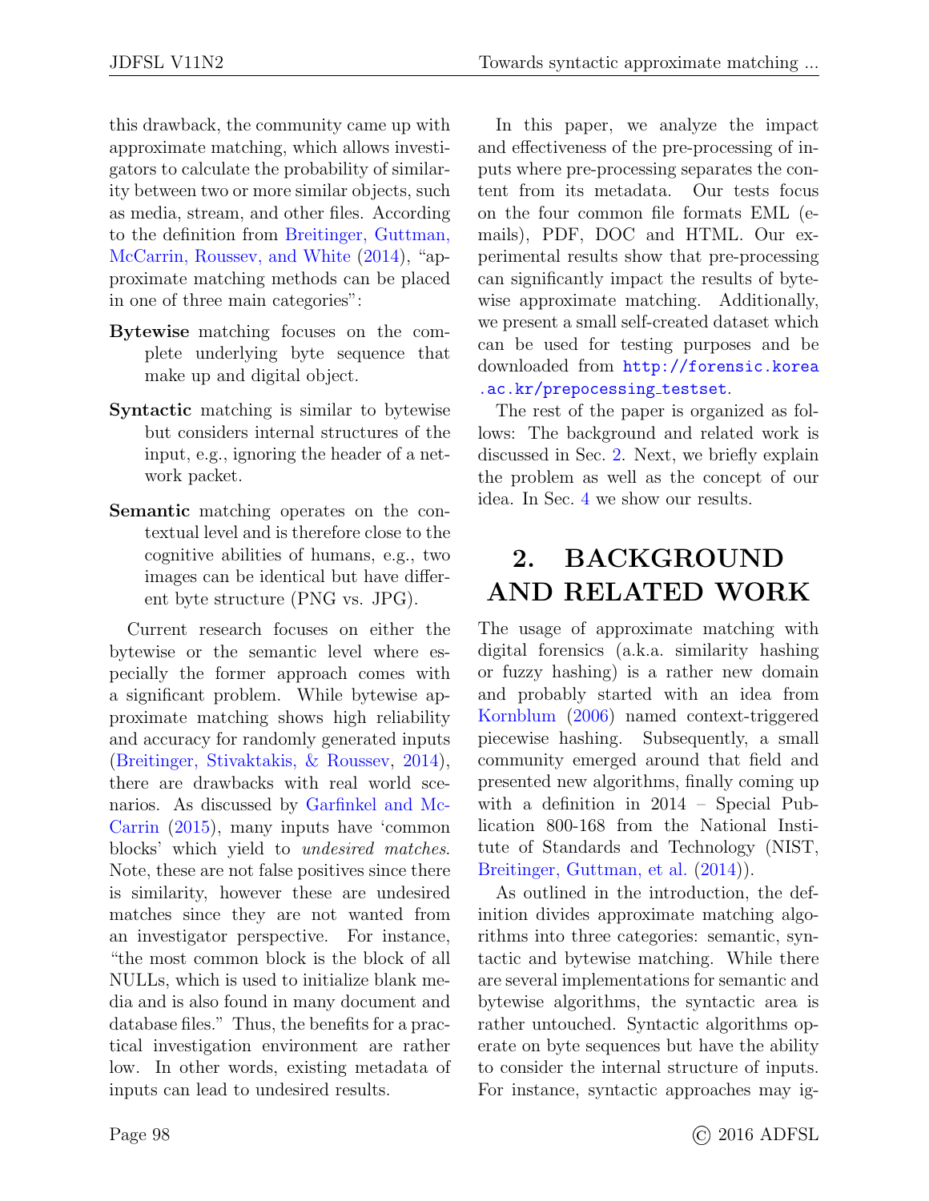this drawback, the community came up with approximate matching, which allows investigators to calculate the probability of similarity between two or more similar objects, such as media, stream, and other files. According to the definition from Breitinger, Guttman, McCarrin, Roussev, and White (2014), "approximate matching methods can be placed in one of three main categories":

**Bytewise** matching focuses on the complete underlying byte sequence that make up and digital object.

**Syntactic** matching is similar to bytewise but considers internal structures of the input, e.g., ignoring the header of a network packet.

**Semantic** matching operates on the contextual level and is therefore close to the cognitive abilities of humans, e.g., two images can be identical but have different byte structure (PNG vs. JPG).

Current research focuses on either the bytewise or the semantic level where especially the former approach comes with a significant problem. While bytewise approximate matching shows high reliability and accuracy for randomly generated inputs (Breitinger, Stivaktakis, & Roussev, 2014), there are drawbacks with real world scenarios. As discussed by Garfinkel and McCarrin (2015), many inputs have 'common blocks' which yield to *undesired matches*. Note, these are not false positives since there is similarity, however these are undesired matches since they are not wanted from an investigator perspective. For instance, "the most common block is the block of all NULLs, which is used to initialize blank media and is also found in many document and database files." Thus, the benefits for a practical investigation environment are rather low. In other words, existing metadata of inputs can lead to undesired results.

In this paper, we analyze the impact and effectiveness of the pre-processing of inputs where pre-processing separates the content from its metadata. Our tests focus on the four common file formats EML (e-mails), PDF, DOC and HTML. Our experimental results show that pre-processing can significantly impact the results of bytewise approximate matching. Additionally, we present a small self-created dataset which can be used for testing purposes and be downloaded from `http://forensic.korea.ac.kr/prepocessing_testset`.

The rest of the paper is organized as follows: The background and related work is discussed in Sec. 2. Next, we briefly explain the problem as well as the concept of our idea. In Sec. 4 we show our results.

# 2. BACKGROUND AND RELATED WORK

The usage of approximate matching with digital forensics (a.k.a. similarity hashing or fuzzy hashing) is a rather new domain and probably started with an idea from Kornblum (2006) named context-triggered piecewise hashing. Subsequently, a small community emerged around that field and presented new algorithms, finally coming up with a definition in 2014 – Special Publication 800-168 from the National Institute of Standards and Technology (NIST, Breitinger, Guttman, et al. (2014)).

As outlined in the introduction, the definition divides approximate matching algorithms into three categories: semantic, syntactic and bytewise matching. While there are several implementations for semantic and bytewise algorithms, the syntactic area is rather untouched. Syntactic algorithms operate on byte sequences but have the ability to consider the internal structure of inputs. For instance, syntactic approaches may ig-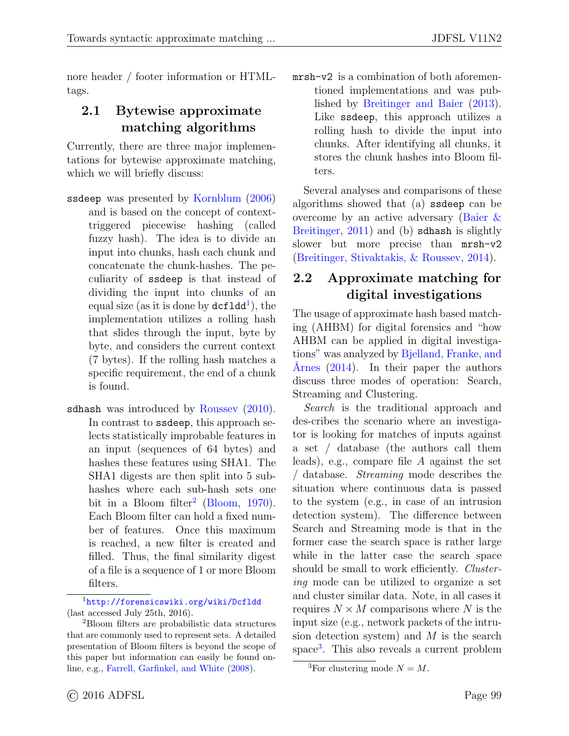nore header / footer information or HTML-tags.

## 2.1 Bytewise approximate matching algorithms

Currently, there are three major implementations for bytewise approximate matching, which we will briefly discuss:

`ssdeep` was presented by Kornblum (2006) and is based on the concept of context-triggered piecewise hashing (called fuzzy hash). The idea is to divide an input into chunks, hash each chunk and concatenate the chunk-hashes. The peculiarity of `ssdeep` is that instead of dividing the input into chunks of an equal size (as it is done by `dcfldd`[1]), the implementation utilizes a rolling hash that slides through the input, byte by byte, and considers the current context (7 bytes). If the rolling hash matches a specific requirement, the end of a chunk is found.

`sdhash` was introduced by Roussev (2010). In contrast to `ssdeep`, this approach selects statistically improbable features in an input (sequences of 64 bytes) and hashes these features using SHA1. The SHA1 digests are then split into 5 sub-hashes where each sub-hash sets one bit in a Bloom filter[2] (Bloom, 1970). Each Bloom filter can hold a fixed number of features. Once this maximum is reached, a new filter is created and filled. Thus, the final similarity digest of a file is a sequence of 1 or more Bloom filters.

`mrsh-v2` is a combination of both aforementioned implementations and was published by Breitinger and Baier (2013). Like `ssdeep`, this approach utilizes a rolling hash to divide the input into chunks. After identifying all chunks, it stores the chunk hashes into Bloom filters.

Several analyses and comparisons of these algorithms showed that (a) `ssdeep` can be overcome by an active adversary (Baier & Breitinger, 2011) and (b) `sdhash` is slightly slower but more precise than `mrsh-v2` (Breitinger, Stivaktakis, & Roussev, 2014).

## 2.2 Approximate matching for digital investigations

The usage of approximate hash based matching (AHBM) for digital forensics and "how AHBM can be applied in digital investigations" was analyzed by Bjelland, Franke, and Årnes (2014). In their paper the authors discuss three modes of operation: Search, Streaming and Clustering.

*Search* is the traditional approach and des-cribes the scenario where an investigator is looking for matches of inputs against a set / database (the authors call them leads), e.g., compare file $A$ against the set / database. *Streaming* mode describes the situation where continuous data is passed to the system (e.g., in case of an intrusion detection system). The difference between Search and Streaming mode is that in the former case the search space is rather large while in the latter case the search space should be small to work efficiently. *Clustering* mode can be utilized to organize a set and cluster similar data. Note, in all cases it requires $N \times M$ comparisons where $N$ is the input size (e.g., network packets of the intrusion detection system) and $M$ is the search space[3]. This also reveals a current problem

---

[1] http://forensicswiki.org/wiki/Dcfldd (last accessed July 25th, 2016).

[2] Bloom filters are probabilistic data structures that are commonly used to represent sets. A detailed presentation of Bloom filters is beyond the scope of this paper but information can easily be found online, e.g., Farrell, Garfinkel, and White (2008).

[3] For clustering mode $N = M$.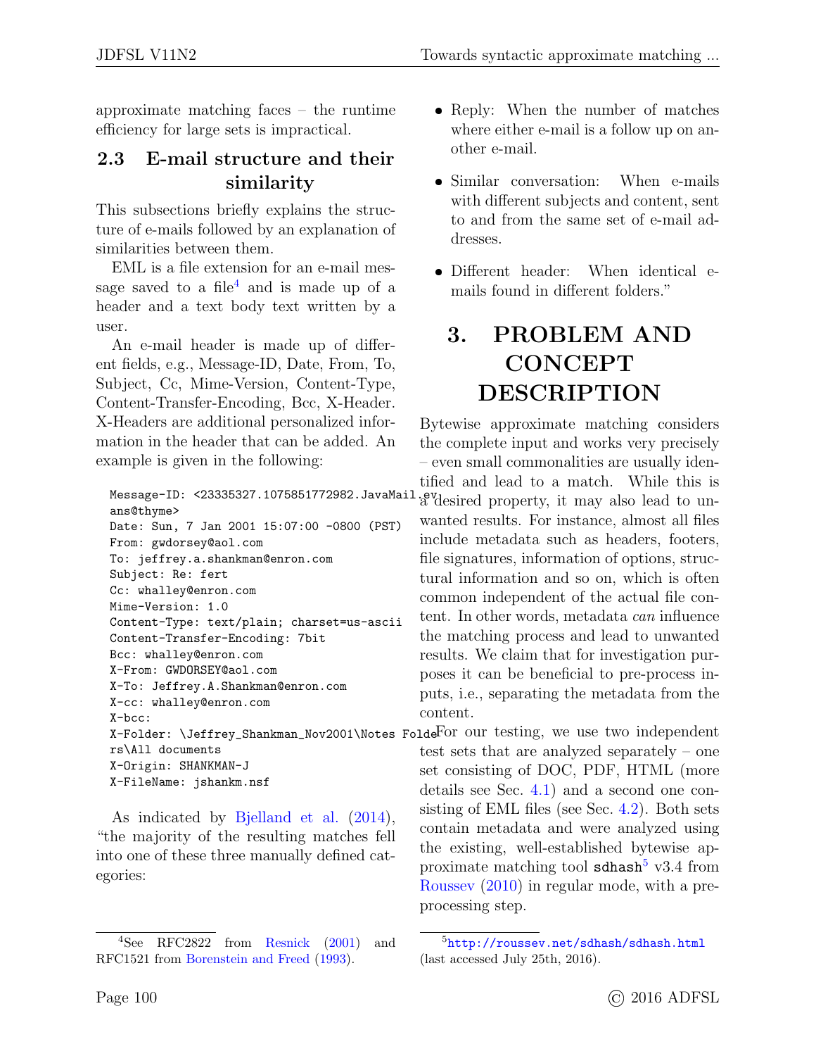approximate matching faces – the runtime efficiency for large sets is impractical.

## 2.3 E-mail structure and their similarity

This subsections briefly explains the structure of e-mails followed by an explanation of similarities between them.

EML is a file extension for an e-mail message saved to a file[4] and is made up of a header and a text body text written by a user.

An e-mail header is made up of different fields, e.g., Message-ID, Date, From, To, Subject, Cc, Mime-Version, Content-Type, Content-Transfer-Encoding, Bcc, X-Header. X-Headers are additional personalized information in the header that can be added. An example is given in the following:

```
Message-ID: <23335327.1075851772982.JavaMail.ev
ans@thyme>
Date: Sun, 7 Jan 2001 15:07:00 -0800 (PST)
From: gwdorsey@aol.com
To: jeffrey.a.shankman@enron.com
Subject: Re: fert
Cc: whalley@enron.com
Mime-Version: 1.0
Content-Type: text/plain; charset=us-ascii
Content-Transfer-Encoding: 7bit
Bcc: whalley@enron.com
X-From: GWDORSEY@aol.com
X-To: Jeffrey.A.Shankman@enron.com
X-cc: whalley@enron.com
X-bcc:
X-Folder: \Jeffrey_Shankman_Nov2001\Notes Folde
rs\All documents
X-Origin: SHANKMAN-J
X-FileName: jshankm.nsf
```

As indicated by Bjelland et al. (2014), "the majority of the resulting matches fell into one of these three manually defined categories:

- Reply: When the number of matches where either e-mail is a follow up on another e-mail.
- Similar conversation: When e-mails with different subjects and content, sent to and from the same set of e-mail addresses.
- Different header: When identical e-mails found in different folders."

# 3. PROBLEM AND CONCEPT DESCRIPTION

Bytewise approximate matching considers the complete input and works very precisely – even small commonalities are usually identified and lead to a match. While this is a desired property, it may also lead to unwanted results. For instance, almost all files include metadata such as headers, footers, file signatures, information of options, structural information and so on, which is often common independent of the actual file content. In other words, metadata *can* influence the matching process and lead to unwanted results. We claim that for investigation purposes it can be beneficial to pre-process inputs, i.e., separating the metadata from the content.

For our testing, we use two independent test sets that are analyzed separately – one set consisting of DOC, PDF, HTML (more details see Sec. 4.1) and a second one consisting of EML files (see Sec. 4.2). Both sets contain metadata and were analyzed using the existing, well-established bytewise approximate matching tool **sdhash**[5] v3.4 from Roussev (2010) in regular mode, with a pre-processing step.

[4] See RFC2822 from Resnick (2001) and RFC1521 from Borenstein and Freed (1993).

[5] http://roussev.net/sdhash/sdhash.html (last accessed July 25th, 2016).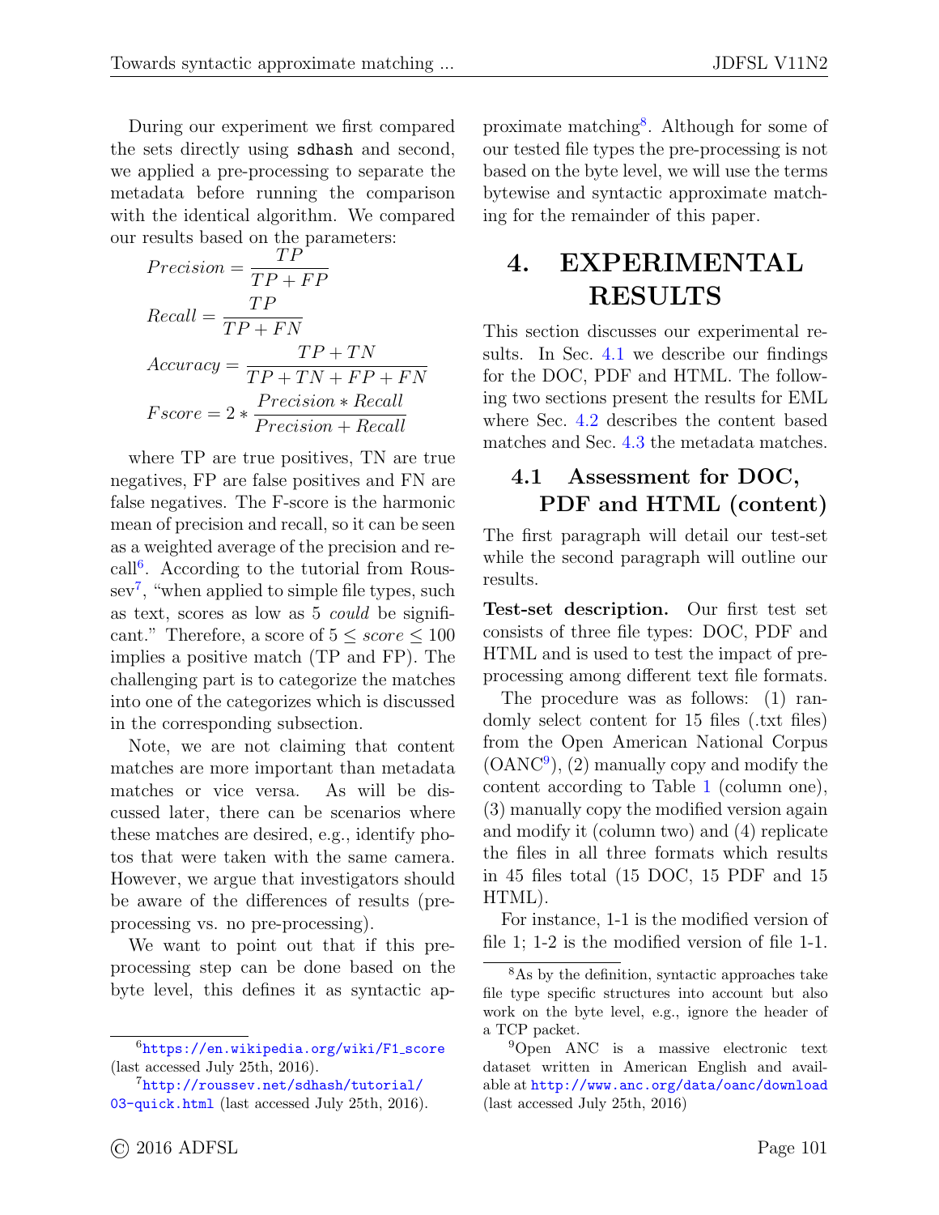During our experiment we first compared the sets directly using `sdhash` and second, we applied a pre-processing to separate the metadata before running the comparison with the identical algorithm. We compared our results based on the parameters:

$$Precision = \frac{TP}{TP + FP}$$

$$Recall = \frac{TP}{TP + FN}$$

$$Accuracy = \frac{TP + TN}{TP + TN + FP + FN}$$

$$Fscore = 2 * \frac{Precision * Recall}{Precision + Recall}$$

where TP are true positives, TN are true negatives, FP are false positives and FN are false negatives. The F-score is the harmonic mean of precision and recall, so it can be seen as a weighted average of the precision and recall[6]. According to the tutorial from Roussev[7], "when applied to simple file types, such as text, scores as low as 5 *could* be significant." Therefore, a score of $5 \leq score \leq 100$ implies a positive match (TP and FP). The challenging part is to categorize the matches into one of the categorizes which is discussed in the corresponding subsection.

Note, we are not claiming that content matches are more important than metadata matches or vice versa. As will be discussed later, there can be scenarios where these matches are desired, e.g., identify photos that were taken with the same camera. However, we argue that investigators should be aware of the differences of results (pre-processing vs. no pre-processing).

We want to point out that if this pre-processing step can be done based on the byte level, this defines it as syntactic approximate matching[8]. Although for some of our tested file types the pre-processing is not based on the byte level, we will use the terms bytewise and syntactic approximate matching for the remainder of this paper.

# 4. EXPERIMENTAL RESULTS

This section discusses our experimental results. In Sec. 4.1 we describe our findings for the DOC, PDF and HTML. The following two sections present the results for EML where Sec. 4.2 describes the content based matches and Sec. 4.3 the metadata matches.

## 4.1 Assessment for DOC, PDF and HTML (content)

The first paragraph will detail our test-set while the second paragraph will outline our results.

**Test-set description.** Our first test set consists of three file types: DOC, PDF and HTML and is used to test the impact of pre-processing among different text file formats.

The procedure was as follows: (1) randomly select content for 15 files (.txt files) from the Open American National Corpus (OANC[9]), (2) manually copy and modify the content according to Table 1 (column one), (3) manually copy the modified version again and modify it (column two) and (4) replicate the files in all three formats which results in 45 files total (15 DOC, 15 PDF and 15 HTML).

For instance, 1-1 is the modified version of file 1; 1-2 is the modified version of file 1-1.

---

[6] https://en.wikipedia.org/wiki/F1_score (last accessed July 25th, 2016).

[7] http://roussev.net/sdhash/tutorial/03-quick.html (last accessed July 25th, 2016).

[8] As by the definition, syntactic approaches take file type specific structures into account but also work on the byte level, e.g., ignore the header of a TCP packet.

[9] Open ANC is a massive electronic text dataset written in American English and available at http://www.anc.org/data/oanc/download (last accessed July 25th, 2016)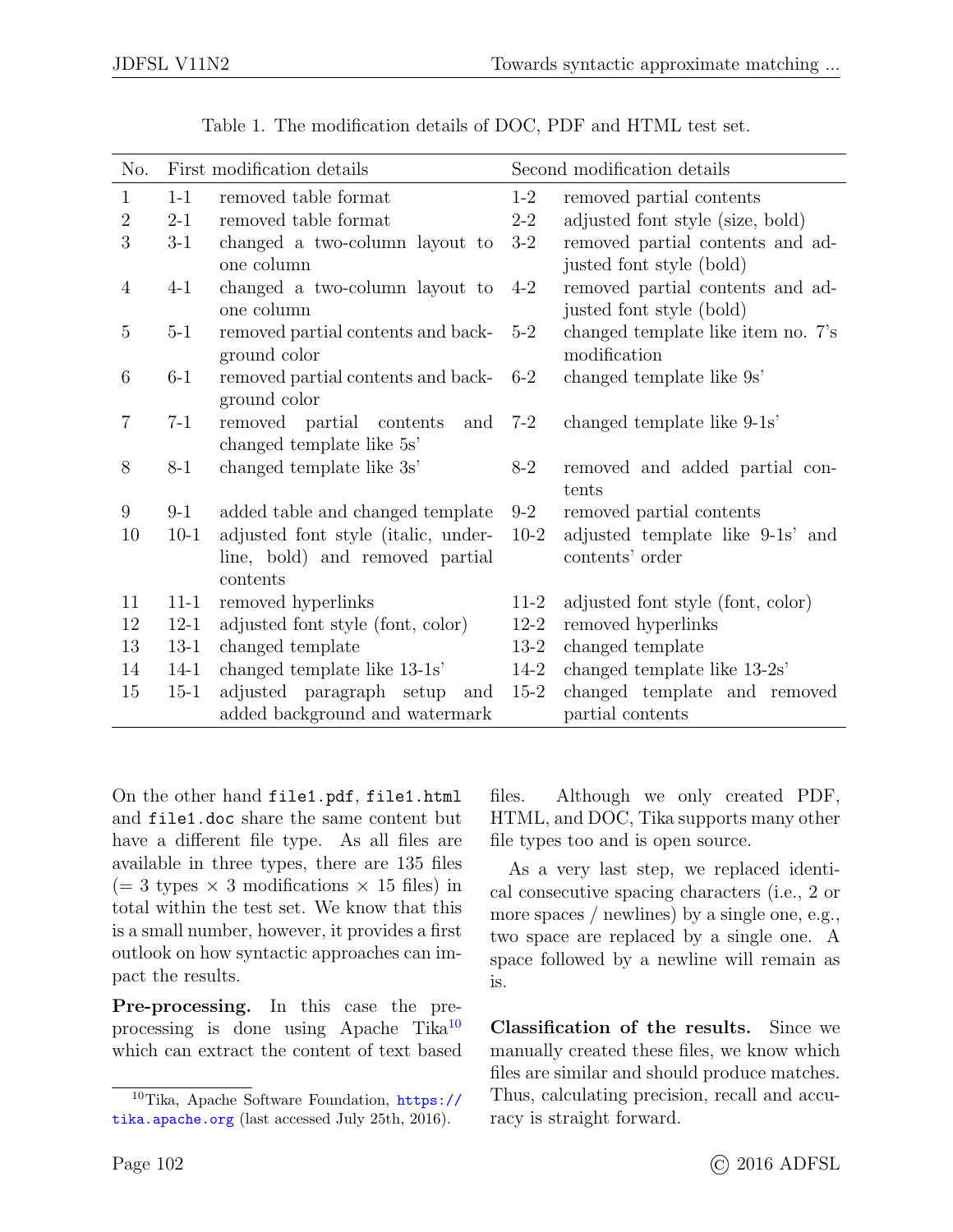Table 1. The modification details of DOC, PDF and HTML test set.

| No. | First modification details | | Second modification details | |
|---|---|---|---|---|
| 1 | 1-1 | removed table format | 1-2 | removed partial contents |
| 2 | 2-1 | removed table format | 2-2 | adjusted font style (size, bold) |
| 3 | 3-1 | changed a two-column layout to one column | 3-2 | removed partial contents and adjusted font style (bold) |
| 4 | 4-1 | changed a two-column layout to one column | 4-2 | removed partial contents and adjusted font style (bold) |
| 5 | 5-1 | removed partial contents and background color | 5-2 | changed template like item no. 7's modification |
| 6 | 6-1 | removed partial contents and background color | 6-2 | changed template like 9s' |
| 7 | 7-1 | removed partial contents and changed template like 5s' | 7-2 | changed template like 9-1s' |
| 8 | 8-1 | changed template like 3s' | 8-2 | removed and added partial contents |
| 9 | 9-1 | added table and changed template | 9-2 | removed partial contents |
| 10 | 10-1 | adjusted font style (italic, underline, bold) and removed partial contents | 10-2 | adjusted template like 9-1s' and contents' order |
| 11 | 11-1 | removed hyperlinks | 11-2 | adjusted font style (font, color) |
| 12 | 12-1 | adjusted font style (font, color) | 12-2 | removed hyperlinks |
| 13 | 13-1 | changed template | 13-2 | changed template |
| 14 | 14-1 | changed template like 13-1s' | 14-2 | changed template like 13-2s' |
| 15 | 15-1 | adjusted paragraph setup and added background and watermark | 15-2 | changed template and removed partial contents |

On the other hand `file1.pdf`, `file1.html` and `file1.doc` share the same content but have a different file type. As all files are available in three types, there are 135 files (= 3 types × 3 modifications × 15 files) in total within the test set. We know that this is a small number, however, it provides a first outlook on how syntactic approaches can impact the results.

**Pre-processing.** In this case the pre-processing is done using Apache Tika[10] which can extract the content of text based files. Although we only created PDF, HTML, and DOC, Tika supports many other file types too and is open source.

As a very last step, we replaced identical consecutive spacing characters (i.e., 2 or more spaces / newlines) by a single one, e.g., two space are replaced by a single one. A space followed by a newline will remain as is.

**Classification of the results.** Since we manually created these files, we know which files are similar and should produce matches. Thus, calculating precision, recall and accuracy is straight forward.

[10] Tika, Apache Software Foundation, https://tika.apache.org (last accessed July 25th, 2016).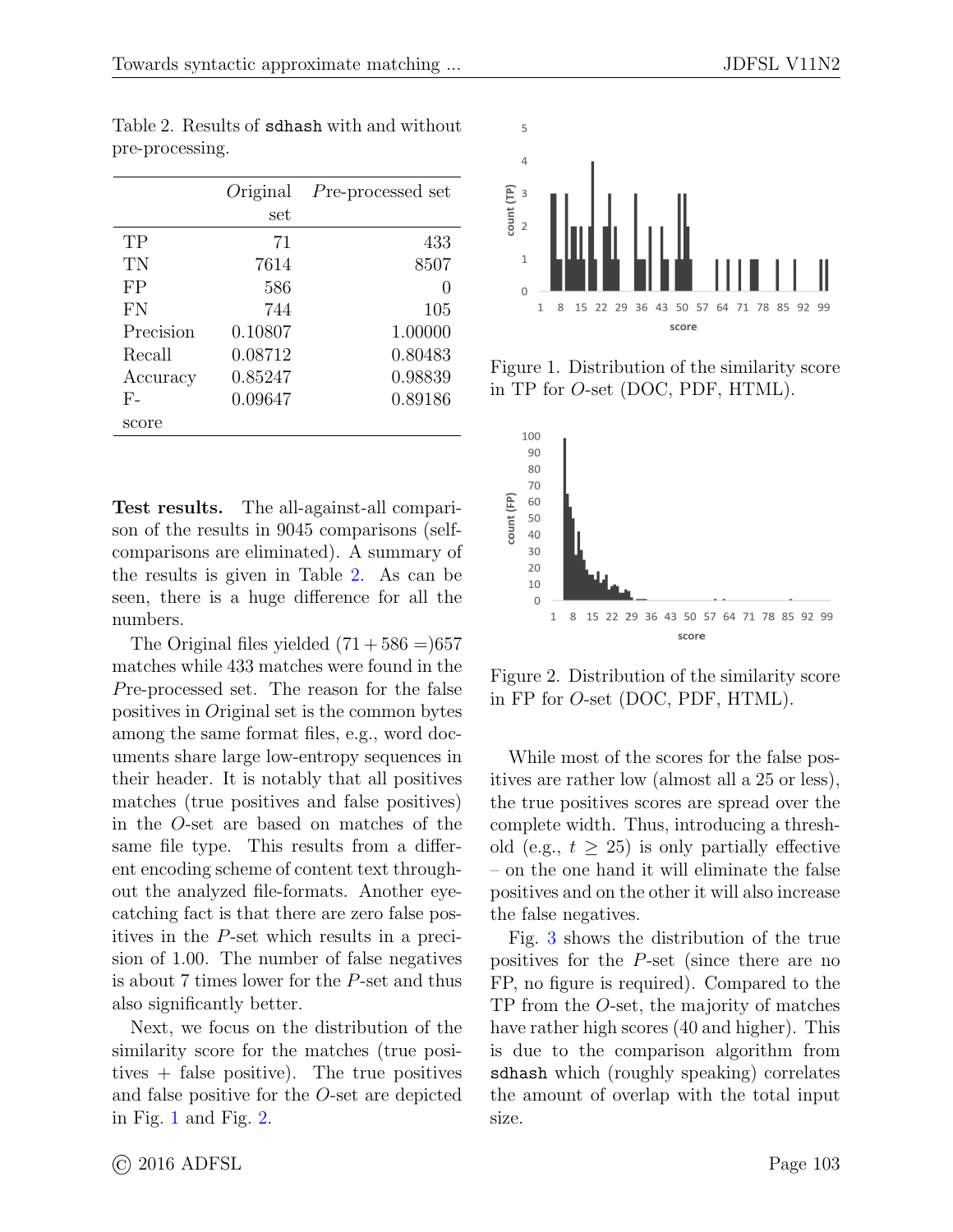Table 2. Results of `sdhash` with and without pre-processing.

| | *O*riginal set | *P*re-processed set |
|---|---|---|
| TP | 71 | 433 |
| TN | 7614 | 8507 |
| FP | 586 | 0 |
| FN | 744 | 105 |
| Precision | 0.10807 | 1.00000 |
| Recall | 0.08712 | 0.80483 |
| Accuracy | 0.85247 | 0.98839 |
| F-score | 0.09647 | 0.89186 |

**Test results.** The all-against-all comparison of the results in 9045 comparisons (self-comparisons are eliminated). A summary of the results is given in Table 2. As can be seen, there is a huge difference for all the numbers.

The Original files yielded $(71 + 586 =)657$ matches while 433 matches were found in the *P*re-processed set. The reason for the false positives in *O*riginal set is the common bytes among the same format files, e.g., word documents share large low-entropy sequences in their header. It is notably that all positives matches (true positives and false positives) in the *O*-set are based on matches of the same file type. This results from a different encoding scheme of content text throughout the analyzed file-formats. Another eye-catching fact is that there are zero false positives in the *P*-set which results in a precision of 1.00. The number of false negatives is about 7 times lower for the *P*-set and thus also significantly better.

Next, we focus on the distribution of the similarity score for the matches (true positives + false positive). The true positives and false positive for the *O*-set are depicted in Fig. 1 and Fig. 2.

Figure 1. Distribution of the similarity score in TP for *O*-set (DOC, PDF, HTML).

Figure 2. Distribution of the similarity score in FP for *O*-set (DOC, PDF, HTML).

While most of the scores for the false positives are rather low (almost all a 25 or less), the true positives scores are spread over the complete width. Thus, introducing a threshold (e.g., $t \geq 25$) is only partially effective – on the one hand it will eliminate the false positives and on the other it will also increase the false negatives.

Fig. 3 shows the distribution of the true positives for the *P*-set (since there are no FP, no figure is required). Compared to the TP from the *O*-set, the majority of matches have rather high scores (40 and higher). This is due to the comparison algorithm from `sdhash` which (roughly speaking) correlates the amount of overlap with the total input size.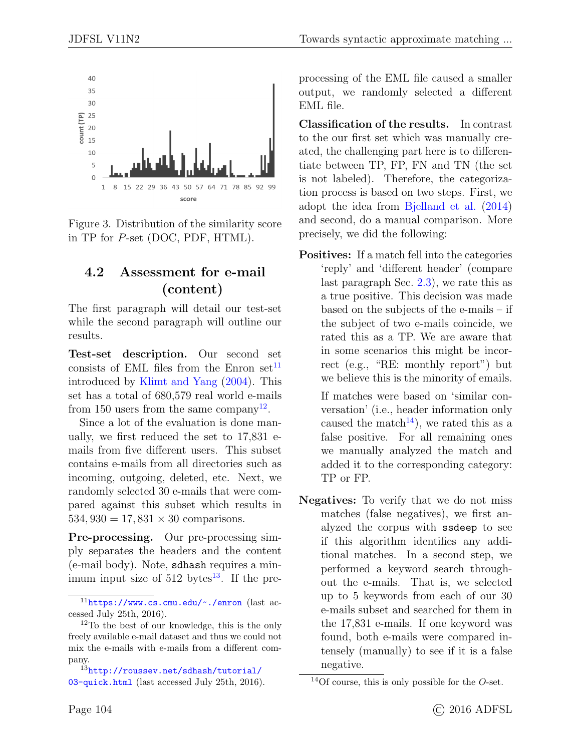Figure 3. Distribution of the similarity score in TP for *P*-set (DOC, PDF, HTML).

### 4.2 Assessment for e-mail (content)

The first paragraph will detail our test-set while the second paragraph will outline our results.

**Test-set description.** Our second set consists of EML files from the Enron set[11] introduced by Klimt and Yang (2004). This set has a total of 680,579 real world e-mails from 150 users from the same company[12].

Since a lot of the evaluation is done manually, we first reduced the set to 17,831 e-mails from five different users. This subset contains e-mails from all directories such as incoming, outgoing, deleted, etc. Next, we randomly selected 30 e-mails that were compared against this subset which results in $534,930 = 17,831 \times 30$ comparisons.

**Pre-processing.** Our pre-processing simply separates the headers and the content (e-mail body). Note, `sdhash` requires a minimum input size of 512 bytes[13]. If the pre-processing of the EML file caused a smaller output, we randomly selected a different EML file.

**Classification of the results.** In contrast to the our first set which was manually created, the challenging part here is to differentiate between TP, FP, FN and TN (the set is not labeled). Therefore, the categorization process is based on two steps. First, we adopt the idea from Bjelland et al. (2014) and second, do a manual comparison. More precisely, we did the following:

**Positives:** If a match fell into the categories 'reply' and 'different header' (compare last paragraph Sec. 2.3), we rate this as a true positive. This decision was made based on the subjects of the e-mails – if the subject of two e-mails coincide, we rated this as a TP. We are aware that in some scenarios this might be incorrect (e.g., "RE: monthly report") but we believe this is the minority of emails.

If matches were based on 'similar conversation' (i.e., header information only caused the match[14]), we rated this as a false positive. For all remaining ones we manually analyzed the match and added it to the corresponding category: TP or FP.

**Negatives:** To verify that we do not miss matches (false negatives), we first analyzed the corpus with `ssdeep` to see if this algorithm identifies any additional matches. In a second step, we performed a keyword search throughout the e-mails. That is, we selected up to 5 keywords from each of our 30 e-mails subset and searched for them in the 17,831 e-mails. If one keyword was found, both e-mails were compared intensely (manually) to see if it is a false negative.

---

[11] https://www.cs.cmu.edu/~./enron (last accessed July 25th, 2016).

[12] To the best of our knowledge, this is the only freely available e-mail dataset and thus we could not mix the e-mails with e-mails from a different company.

[13] http://roussev.net/sdhash/tutorial/03-quick.html (last accessed July 25th, 2016).

[14] Of course, this is only possible for the *O*-set.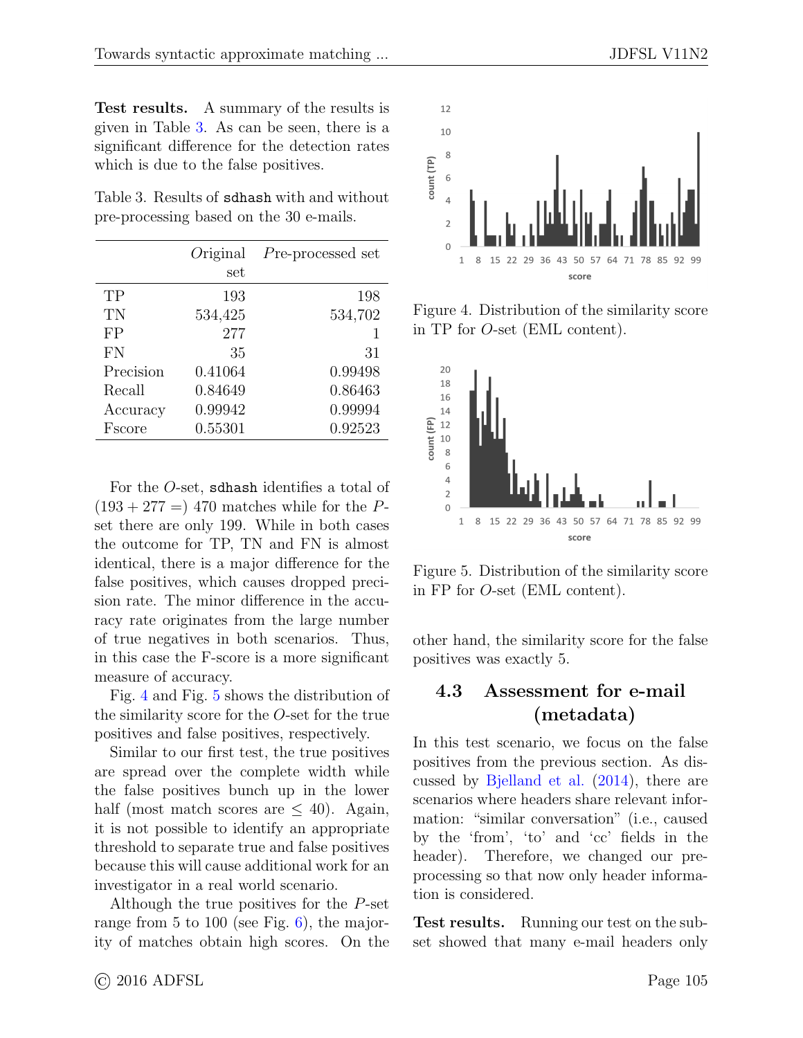**Test results.** A summary of the results is given in Table 3. As can be seen, there is a significant difference for the detection rates which is due to the false positives.

Table 3. Results of `sdhash` with and without pre-processing based on the 30 e-mails.

| | *O*riginal set | *P*re-processed set |
|---|---|---|
| TP | 193 | 198 |
| TN | 534,425 | 534,702 |
| FP | 277 | 1 |
| FN | 35 | 31 |
| Precision | 0.41064 | 0.99498 |
| Recall | 0.84649 | 0.86463 |
| Accuracy | 0.99942 | 0.99994 |
| Fscore | 0.55301 | 0.92523 |

For the *O*-set, `sdhash` identifies a total of $(193 + 277 =)$ 470 matches while for the *P*-set there are only 199. While in both cases the outcome for TP, TN and FN is almost identical, there is a major difference for the false positives, which causes dropped precision rate. The minor difference in the accuracy rate originates from the large number of true negatives in both scenarios. Thus, in this case the F-score is a more significant measure of accuracy.

Fig. 4 and Fig. 5 shows the distribution of the similarity score for the *O*-set for the true positives and false positives, respectively.

Similar to our first test, the true positives are spread over the complete width while the false positives bunch up in the lower half (most match scores are $\leq 40$). Again, it is not possible to identify an appropriate threshold to separate true and false positives because this will cause additional work for an investigator in a real world scenario.

Although the true positives for the *P*-set range from 5 to 100 (see Fig. 6), the majority of matches obtain high scores. On the other hand, the similarity score for the false positives was exactly 5.

Figure 4. Distribution of the similarity score in TP for *O*-set (EML content).

Figure 5. Distribution of the similarity score in FP for *O*-set (EML content).

## 4.3 Assessment for e-mail (metadata)

In this test scenario, we focus on the false positives from the previous section. As discussed by Bjelland et al. (2014), there are scenarios where headers share relevant information: "similar conversation" (i.e., caused by the 'from', 'to' and 'cc' fields in the header). Therefore, we changed our pre-processing so that now only header information is considered.

**Test results.** Running our test on the subset showed that many e-mail headers only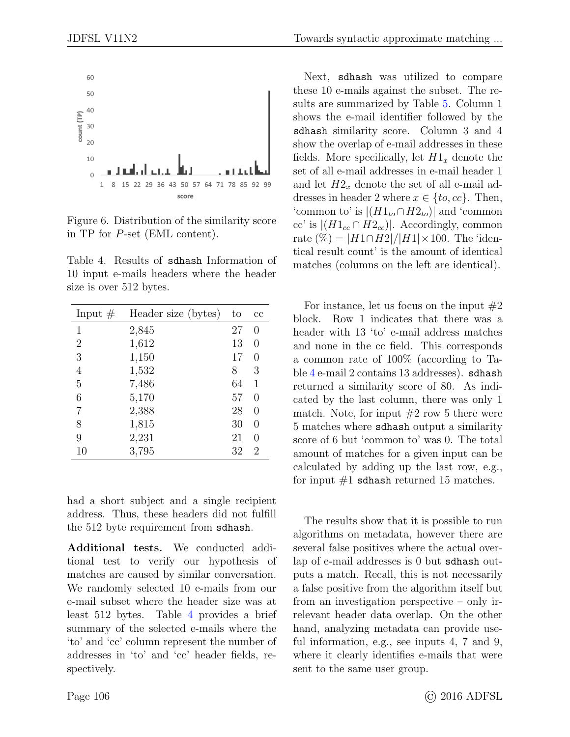Figure 6. Distribution of the similarity score in TP for $P$-set (EML content).

Table 4. Results of sdhash Information of 10 input e-mails headers where the header size is over 512 bytes.

| Input # | Header size (bytes) | to | cc |
|---|---|---|---|
| 1 | 2,845 | 27 | 0 |
| 2 | 1,612 | 13 | 0 |
| 3 | 1,150 | 17 | 0 |
| 4 | 1,532 | 8 | 3 |
| 5 | 7,486 | 64 | 1 |
| 6 | 5,170 | 57 | 0 |
| 7 | 2,388 | 28 | 0 |
| 8 | 1,815 | 30 | 0 |
| 9 | 2,231 | 21 | 0 |
| 10 | 3,795 | 32 | 2 |

had a short subject and a single recipient address. Thus, these headers did not fulfill the 512 byte requirement from sdhash.

**Additional tests.** We conducted additional test to verify our hypothesis of matches are caused by similar conversation. We randomly selected 10 e-mails from our e-mail subset where the header size was at least 512 bytes. Table 4 provides a brief summary of the selected e-mails where the 'to' and 'cc' column represent the number of addresses in 'to' and 'cc' header fields, respectively.

Next, sdhash was utilized to compare these 10 e-mails against the subset. The results are summarized by Table 5. Column 1 shows the e-mail identifier followed by the sdhash similarity score. Column 3 and 4 show the overlap of e-mail addresses in these fields. More specifically, let $H1_x$ denote the set of all e-mail addresses in e-mail header 1 and let $H2_x$ denote the set of all e-mail addresses in header 2 where $x \in \{to, cc\}$. Then, 'common to' is $|(H1_{to} \cap H2_{to})|$ and 'common cc' is $|(H1_{cc} \cap H2_{cc})|$. Accordingly, common rate (%) $= |H1 \cap H2| / |H1| \times 100$. The 'identical result count' is the amount of identical matches (columns on the left are identical).

For instance, let us focus on the input #2 block. Row 1 indicates that there was a header with 13 'to' e-mail address matches and none in the cc field. This corresponds a common rate of 100% (according to Table 4 e-mail 2 contains 13 addresses). sdhash returned a similarity score of 80. As indicated by the last column, there was only 1 match. Note, for input #2 row 5 there were 5 matches where sdhash output a similarity score of 6 but 'common to' was 0. The total amount of matches for a given input can be calculated by adding up the last row, e.g., for input #1 sdhash returned 15 matches.

The results show that it is possible to run algorithms on metadata, however there are several false positives where the actual overlap of e-mail addresses is 0 but sdhash outputs a match. Recall, this is not necessarily a false positive from the algorithm itself but from an investigation perspective – only irrelevant header data overlap. On the other hand, analyzing metadata can provide useful information, e.g., see inputs 4, 7 and 9, where it clearly identifies e-mails that were sent to the same user group.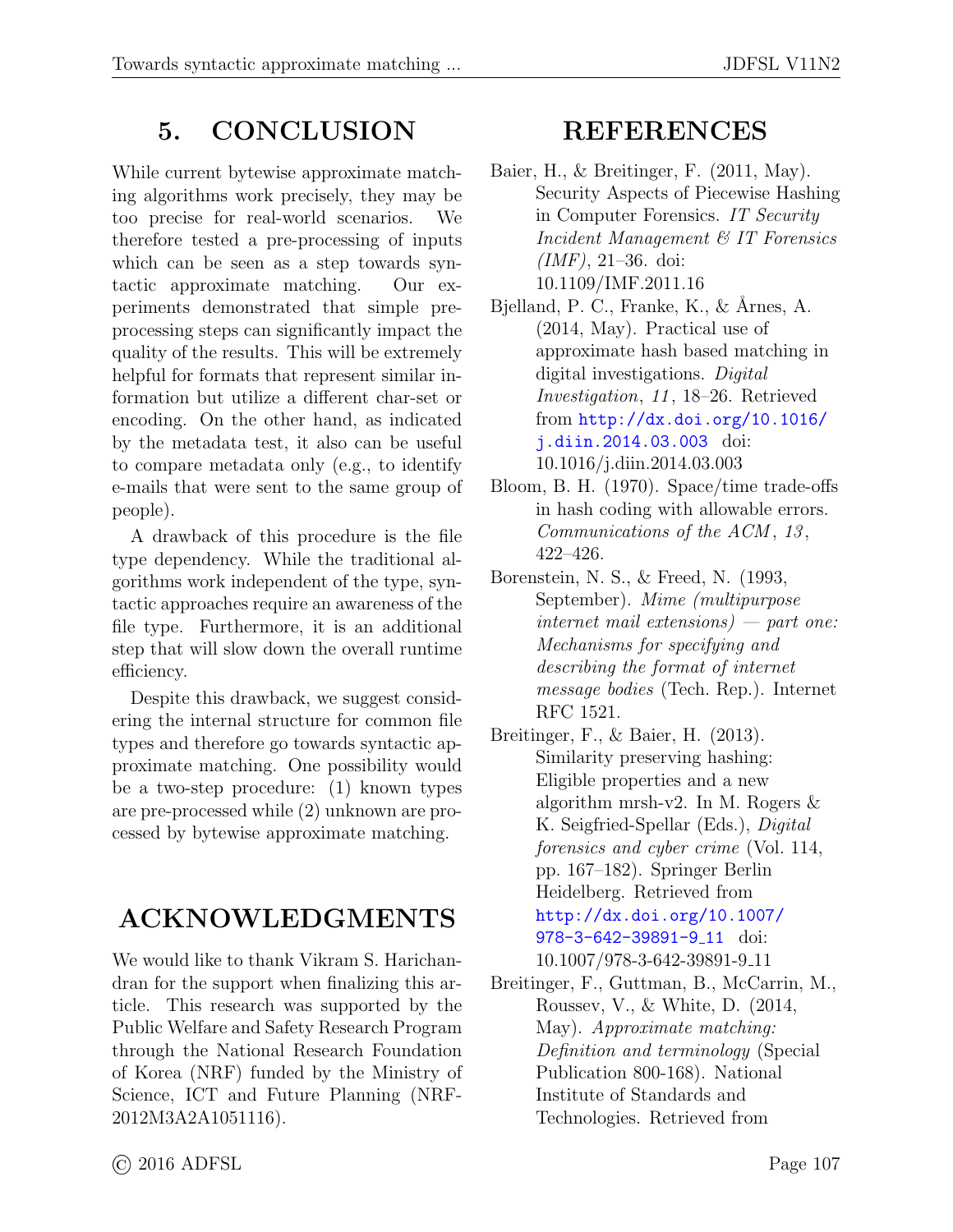# 5. CONCLUSION

While current bytewise approximate matching algorithms work precisely, they may be too precise for real-world scenarios. We therefore tested a pre-processing of inputs which can be seen as a step towards syntactic approximate matching. Our experiments demonstrated that simple pre-processing steps can significantly impact the quality of the results. This will be extremely helpful for formats that represent similar information but utilize a different char-set or encoding. On the other hand, as indicated by the metadata test, it also can be useful to compare metadata only (e.g., to identify e-mails that were sent to the same group of people).

A drawback of this procedure is the file type dependency. While the traditional algorithms work independent of the type, syntactic approaches require an awareness of the file type. Furthermore, it is an additional step that will slow down the overall runtime efficiency.

Despite this drawback, we suggest considering the internal structure for common file types and therefore go towards syntactic approximate matching. One possibility would be a two-step procedure: (1) known types are pre-processed while (2) unknown are processed by bytewise approximate matching.

# ACKNOWLEDGMENTS

We would like to thank Vikram S. Harichandran for the support when finalizing this article. This research was supported by the Public Welfare and Safety Research Program through the National Research Foundation of Korea (NRF) funded by the Ministry of Science, ICT and Future Planning (NRF-2012M3A2A1051116).

# REFERENCES

Baier, H., & Breitinger, F. (2011, May). Security Aspects of Piecewise Hashing in Computer Forensics. *IT Security Incident Management & IT Forensics (IMF)*, 21–36. doi: 10.1109/IMF.2011.16

Bjelland, P. C., Franke, K., & Årnes, A. (2014, May). Practical use of approximate hash based matching in digital investigations. *Digital Investigation*, *11*, 18–26. Retrieved from http://dx.doi.org/10.1016/j.diin.2014.03.003 doi: 10.1016/j.diin.2014.03.003

Bloom, B. H. (1970). Space/time trade-offs in hash coding with allowable errors. *Communications of the ACM*, *13*, 422–426.

Borenstein, N. S., & Freed, N. (1993, September). *Mime (multipurpose internet mail extensions) — part one: Mechanisms for specifying and describing the format of internet message bodies* (Tech. Rep.). Internet RFC 1521.

Breitinger, F., & Baier, H. (2013). Similarity preserving hashing: Eligible properties and a new algorithm mrsh-v2. In M. Rogers & K. Seigfried-Spellar (Eds.), *Digital forensics and cyber crime* (Vol. 114, pp. 167–182). Springer Berlin Heidelberg. Retrieved from http://dx.doi.org/10.1007/978-3-642-39891-9_11 doi: 10.1007/978-3-642-39891-9_11

Breitinger, F., Guttman, B., McCarrin, M., Roussev, V., & White, D. (2014, May). *Approximate matching: Definition and terminology* (Special Publication 800-168). National Institute of Standards and Technologies. Retrieved from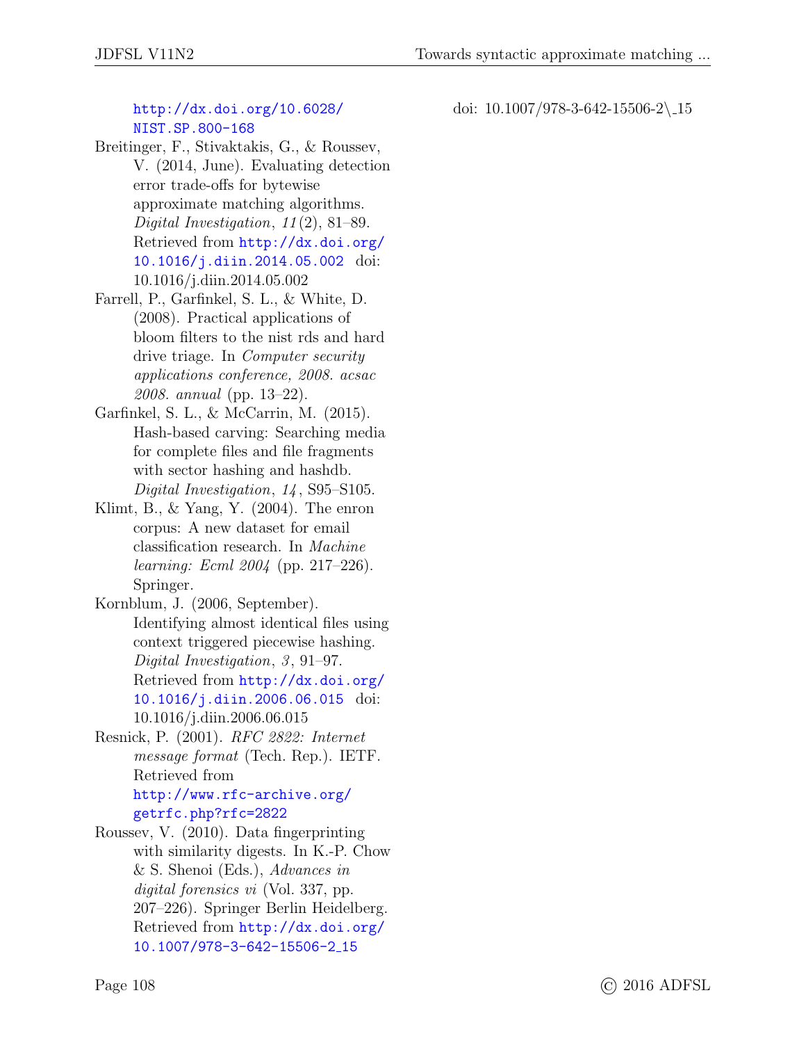http://dx.doi.org/10.6028/NIST.SP.800-168

Breitinger, F., Stivaktakis, G., & Roussev, V. (2014, June). Evaluating detection error trade-offs for bytewise approximate matching algorithms. *Digital Investigation*, *11*(2), 81–89. Retrieved from http://dx.doi.org/10.1016/j.diin.2014.05.002 doi: 10.1016/j.diin.2014.05.002

Farrell, P., Garfinkel, S. L., & White, D. (2008). Practical applications of bloom filters to the nist rds and hard drive triage. In *Computer security applications conference, 2008. acsac 2008. annual* (pp. 13–22).

Garfinkel, S. L., & McCarrin, M. (2015). Hash-based carving: Searching media for complete files and file fragments with sector hashing and hashdb. *Digital Investigation*, *14*, S95–S105.

Klimt, B., & Yang, Y. (2004). The enron corpus: A new dataset for email classification research. In *Machine learning: Ecml 2004* (pp. 217–226). Springer.

Kornblum, J. (2006, September). Identifying almost identical files using context triggered piecewise hashing. *Digital Investigation*, *3*, 91–97. Retrieved from http://dx.doi.org/10.1016/j.diin.2006.06.015 doi: 10.1016/j.diin.2006.06.015

Resnick, P. (2001). *RFC 2822: Internet message format* (Tech. Rep.). IETF. Retrieved from http://www.rfc-archive.org/getrfc.php?rfc=2822

Roussev, V. (2010). Data fingerprinting with similarity digests. In K.-P. Chow & S. Shenoi (Eds.), *Advances in digital forensics vi* (Vol. 337, pp. 207–226). Springer Berlin Heidelberg. Retrieved from http://dx.doi.org/10.1007/978-3-642-15506-2_15 doi: 10.1007/978-3-642-15506-2\_15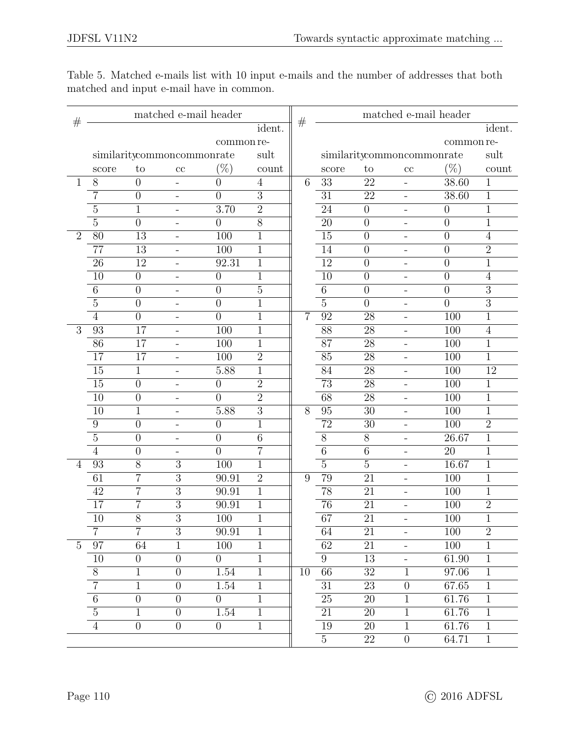Table 5. Matched e-mails list with 10 input e-mails and the number of addresses that both matched and input e-mail have in common.

| # | matched e-mail header | | | | | # | matched e-mail header | | | | |
|---|---|---|---|---|---|---|---|---|---|---|---|
| | similarity score | common to | common cc | common rate (%) | ident. result count | | similarity score | common to | common cc | common rate (%) | ident. result count |
| 1 | 8 | 0 | - | 0 | 4 | 6 | 33 | 22 | - | 38.60 | 1 |
| | 7 | 0 | - | 0 | 3 | | 31 | 22 | - | 38.60 | 1 |
| | 5 | 1 | - | 3.70 | 2 | | 24 | 0 | - | 0 | 1 |
| | 5 | 0 | - | 0 | 8 | | 20 | 0 | - | 0 | 1 |
| 2 | 80 | 13 | - | 100 | 1 | | 15 | 0 | - | 0 | 4 |
| | 77 | 13 | - | 100 | 1 | | 14 | 0 | - | 0 | 2 |
| | 26 | 12 | - | 92.31 | 1 | | 12 | 0 | - | 0 | 1 |
| | 10 | 0 | - | 0 | 1 | | 10 | 0 | - | 0 | 4 |
| | 6 | 0 | - | 0 | 5 | | 6 | 0 | - | 0 | 3 |
| | 5 | 0 | - | 0 | 1 | | 5 | 0 | - | 0 | 3 |
| | 4 | 0 | - | 0 | 1 | 7 | 92 | 28 | - | 100 | 1 |
| 3 | 93 | 17 | - | 100 | 1 | | 88 | 28 | - | 100 | 4 |
| | 86 | 17 | - | 100 | 1 | | 87 | 28 | - | 100 | 1 |
| | 17 | 17 | - | 100 | 2 | | 85 | 28 | - | 100 | 1 |
| | 15 | 1 | - | 5.88 | 1 | | 84 | 28 | - | 100 | 12 |
| | 15 | 0 | - | 0 | 2 | | 73 | 28 | - | 100 | 1 |
| | 10 | 0 | - | 0 | 2 | | 68 | 28 | - | 100 | 1 |
| | 10 | 1 | - | 5.88 | 3 | 8 | 95 | 30 | - | 100 | 1 |
| | 9 | 0 | - | 0 | 1 | | 72 | 30 | - | 100 | 2 |
| | 5 | 0 | - | 0 | 6 | | 8 | 8 | - | 26.67 | 1 |
| | 4 | 0 | - | 0 | 7 | | 6 | 6 | - | 20 | 1 |
| 4 | 93 | 8 | 3 | 100 | 1 | | 5 | 5 | - | 16.67 | 1 |
| | 61 | 7 | 3 | 90.91 | 2 | 9 | 79 | 21 | - | 100 | 1 |
| | 42 | 7 | 3 | 90.91 | 1 | | 78 | 21 | - | 100 | 1 |
| | 17 | 7 | 3 | 90.91 | 1 | | 76 | 21 | - | 100 | 2 |
| | 10 | 8 | 3 | 100 | 1 | | 67 | 21 | - | 100 | 1 |
| | 7 | 7 | 3 | 90.91 | 1 | | 64 | 21 | - | 100 | 2 |
| 5 | 97 | 64 | 1 | 100 | 1 | | 62 | 21 | - | 100 | 1 |
| | 10 | 0 | 0 | 0 | 1 | | 9 | 13 | - | 61.90 | 1 |
| | 8 | 1 | 0 | 1.54 | 1 | 10 | 66 | 32 | 1 | 97.06 | 1 |
| | 7 | 1 | 0 | 1.54 | 1 | | 31 | 23 | 0 | 67.65 | 1 |
| | 6 | 0 | 0 | 0 | 1 | | 25 | 20 | 1 | 61.76 | 1 |
| | 5 | 1 | 0 | 1.54 | 1 | | 21 | 20 | 1 | 61.76 | 1 |
| | 4 | 0 | 0 | 0 | 1 | | 19 | 20 | 1 | 61.76 | 1 |
| | | | | | | | 5 | 22 | 0 | 64.71 | 1 |